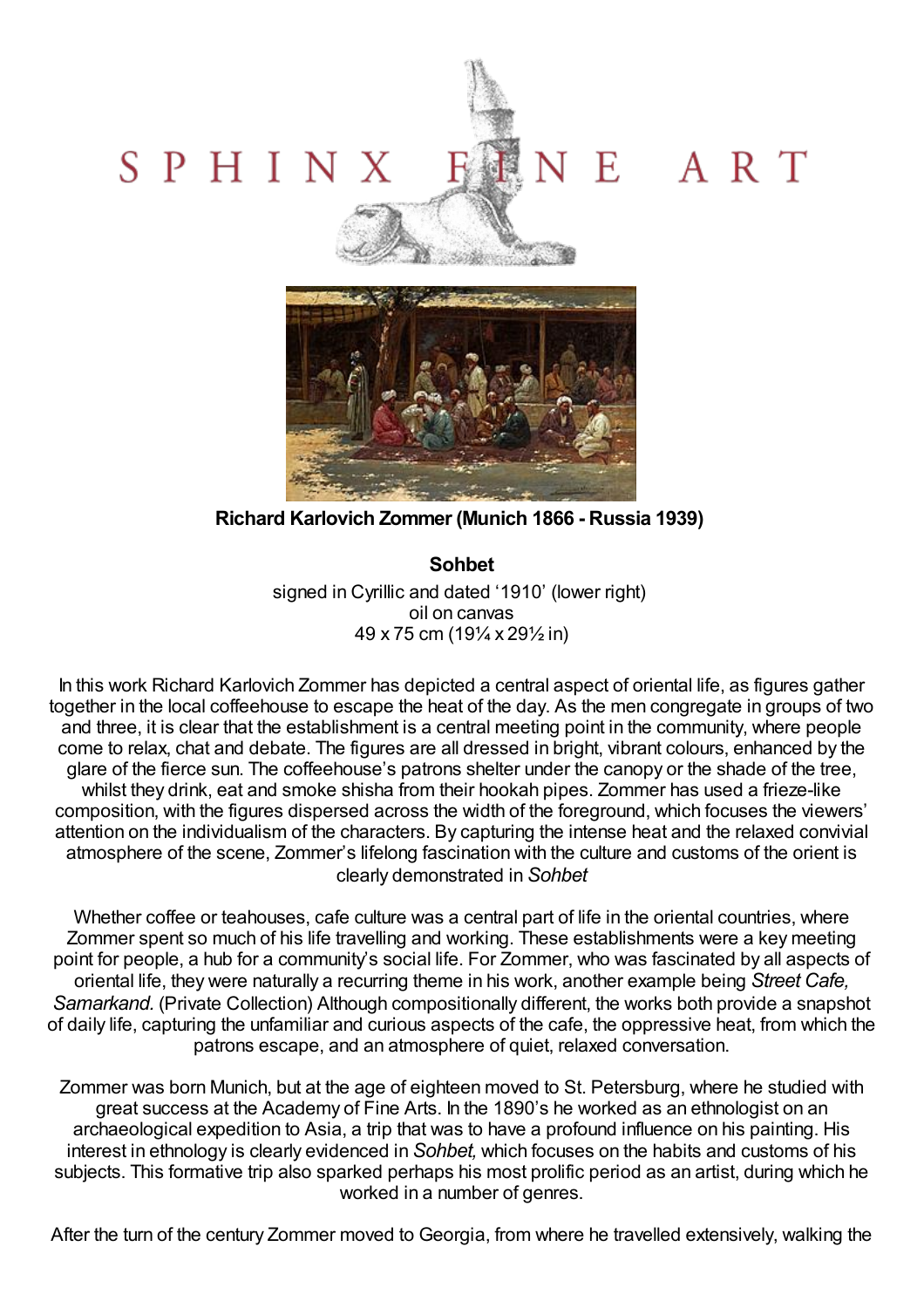# SPHINX FINE ART

**Richard Karlovich Zommer (Munich 1866 - Russia 1939)**

**Sohbet**

signed in Cyrillic and dated '1910' (lower right)
oil on canvas
49 x 75 cm (19¼ x 29½ in)

In this work Richard Karlovich Zommer has depicted a central aspect of oriental life, as figures gather together in the local coffeehouse to escape the heat of the day. As the men congregate in groups of two and three, it is clear that the establishment is a central meeting point in the community, where people come to relax, chat and debate. The figures are all dressed in bright, vibrant colours, enhanced by the glare of the fierce sun. The coffeehouse's patrons shelter under the canopy or the shade of the tree, whilst they drink, eat and smoke shisha from their hookah pipes. Zommer has used a frieze-like composition, with the figures dispersed across the width of the foreground, which focuses the viewers' attention on the individualism of the characters. By capturing the intense heat and the relaxed convivial atmosphere of the scene, Zommer's lifelong fascination with the culture and customs of the orient is clearly demonstrated in *Sohbet*

Whether coffee or teahouses, cafe culture was a central part of life in the oriental countries, where Zommer spent so much of his life travelling and working. These establishments were a key meeting point for people, a hub for a community's social life. For Zommer, who was fascinated by all aspects of oriental life, they were naturally a recurring theme in his work, another example being *Street Cafe, Samarkand.* (Private Collection) Although compositionally different, the works both provide a snapshot of daily life, capturing the unfamiliar and curious aspects of the cafe, the oppressive heat, from which the patrons escape, and an atmosphere of quiet, relaxed conversation.

Zommer was born Munich, but at the age of eighteen moved to St. Petersburg, where he studied with great success at the Academy of Fine Arts. In the 1890's he worked as an ethnologist on an archaeological expedition to Asia, a trip that was to have a profound influence on his painting. His interest in ethnology is clearly evidenced in *Sohbet,* which focuses on the habits and customs of his subjects. This formative trip also sparked perhaps his most prolific period as an artist, during which he worked in a number of genres.

After the turn of the century Zommer moved to Georgia, from where he travelled extensively, walking the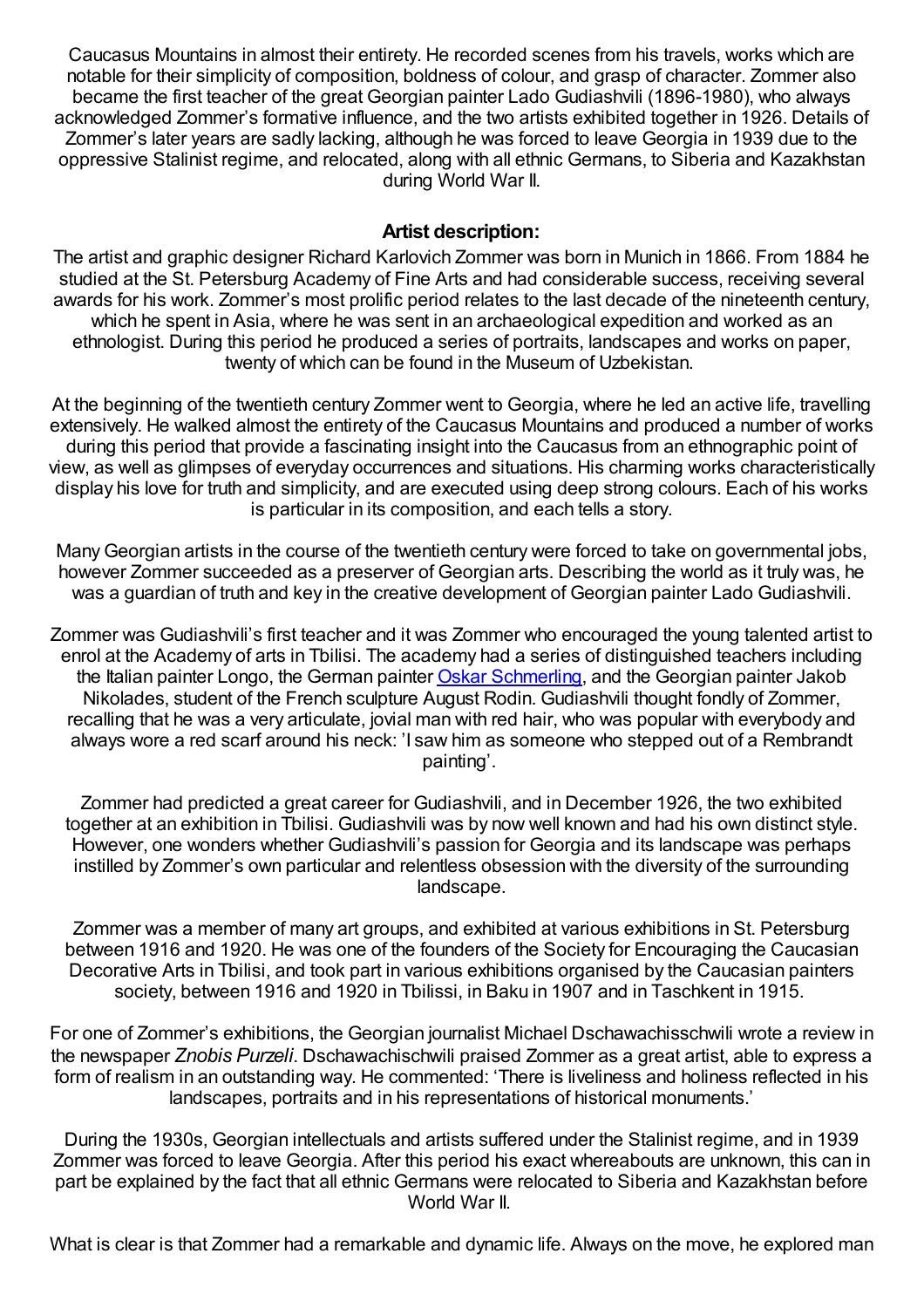Caucasus Mountains in almost their entirety. He recorded scenes from his travels, works which are notable for their simplicity of composition, boldness of colour, and grasp of character. Zommer also became the first teacher of the great Georgian painter Lado Gudiashvili (1896-1980), who always acknowledged Zommer's formative influence, and the two artists exhibited together in 1926. Details of Zommer's later years are sadly lacking, although he was forced to leave Georgia in 1939 due to the oppressive Stalinist regime, and relocated, along with all ethnic Germans, to Siberia and Kazakhstan during World War II.

**Artist description:**

The artist and graphic designer Richard Karlovich Zommer was born in Munich in 1866. From 1884 he studied at the St. Petersburg Academy of Fine Arts and had considerable success, receiving several awards for his work. Zommer's most prolific period relates to the last decade of the nineteenth century, which he spent in Asia, where he was sent in an archaeological expedition and worked as an ethnologist. During this period he produced a series of portraits, landscapes and works on paper, twenty of which can be found in the Museum of Uzbekistan.

At the beginning of the twentieth century Zommer went to Georgia, where he led an active life, travelling extensively. He walked almost the entirety of the Caucasus Mountains and produced a number of works during this period that provide a fascinating insight into the Caucasus from an ethnographic point of view, as well as glimpses of everyday occurrences and situations. His charming works characteristically display his love for truth and simplicity, and are executed using deep strong colours. Each of his works is particular in its composition, and each tells a story.

Many Georgian artists in the course of the twentieth century were forced to take on governmental jobs, however Zommer succeeded as a preserver of Georgian arts. Describing the world as it truly was, he was a guardian of truth and key in the creative development of Georgian painter Lado Gudiashvili.

Zommer was Gudiashvili's first teacher and it was Zommer who encouraged the young talented artist to enrol at the Academy of arts in Tbilisi. The academy had a series of distinguished teachers including the Italian painter Longo, the German painter Oskar Schmerling, and the Georgian painter Jakob Nikolades, student of the French sculpture August Rodin. Gudiashvili thought fondly of Zommer, recalling that he was a very articulate, jovial man with red hair, who was popular with everybody and always wore a red scarf around his neck: 'I saw him as someone who stepped out of a Rembrandt painting'.

Zommer had predicted a great career for Gudiashvili, and in December 1926, the two exhibited together at an exhibition in Tbilisi. Gudiashvili was by now well known and had his own distinct style. However, one wonders whether Gudiashvili's passion for Georgia and its landscape was perhaps instilled by Zommer's own particular and relentless obsession with the diversity of the surrounding landscape.

Zommer was a member of many art groups, and exhibited at various exhibitions in St. Petersburg between 1916 and 1920. He was one of the founders of the Society for Encouraging the Caucasian Decorative Arts in Tbilisi, and took part in various exhibitions organised by the Caucasian painters society, between 1916 and 1920 in Tbilissi, in Baku in 1907 and in Taschkent in 1915.

For one of Zommer's exhibitions, the Georgian journalist Michael Dschawachisschwili wrote a review in the newspaper *Znobis Purzeli*. Dschawachischwili praised Zommer as a great artist, able to express a form of realism in an outstanding way. He commented: 'There is liveliness and holiness reflected in his landscapes, portraits and in his representations of historical monuments.'

During the 1930s, Georgian intellectuals and artists suffered under the Stalinist regime, and in 1939 Zommer was forced to leave Georgia. After this period his exact whereabouts are unknown, this can in part be explained by the fact that all ethnic Germans were relocated to Siberia and Kazakhstan before World War II.

What is clear is that Zommer had a remarkable and dynamic life. Always on the move, he explored man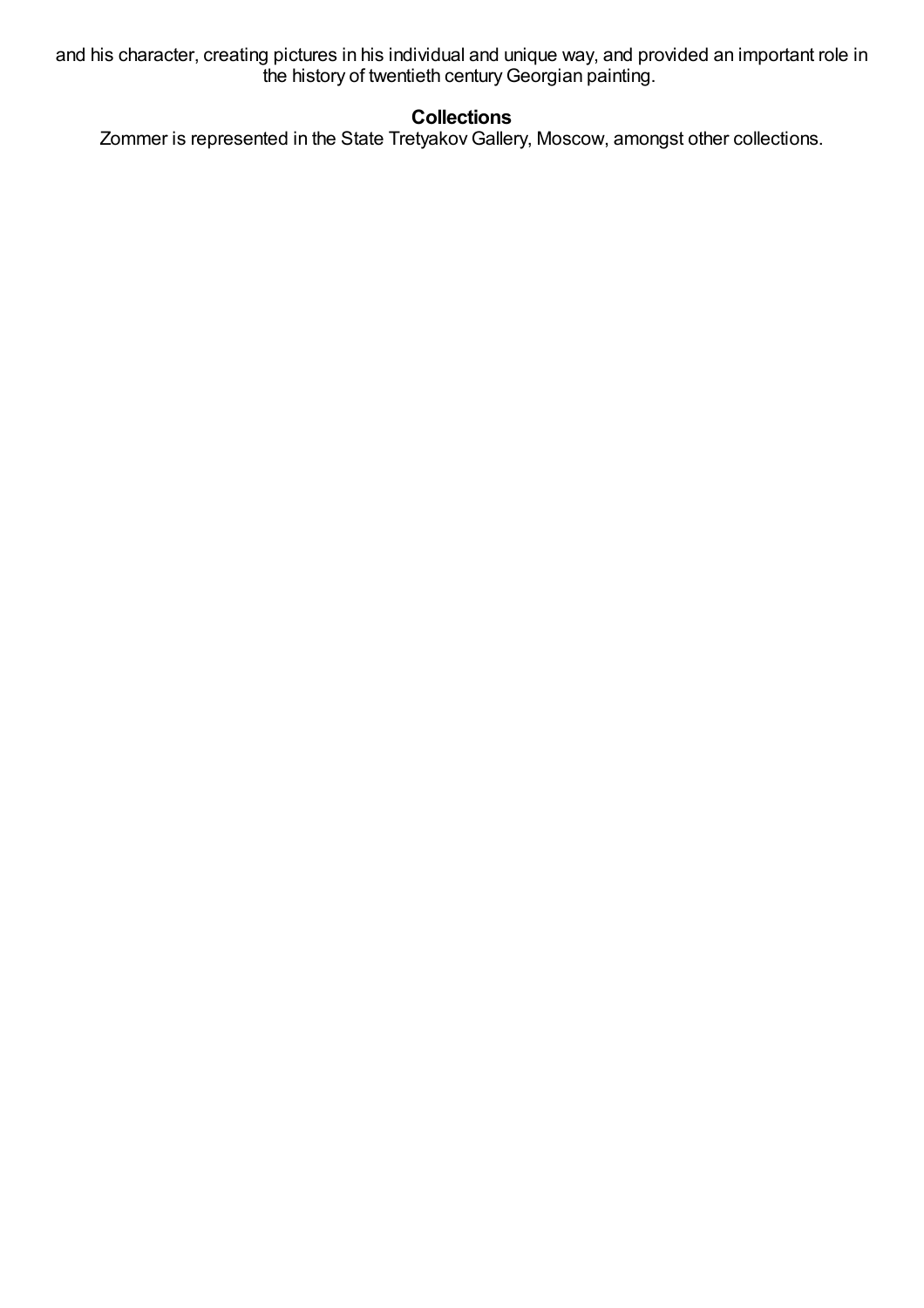and his character, creating pictures in his individual and unique way, and provided an important role in the history of twentieth century Georgian painting.

## Collections

Zommer is represented in the State Tretyakov Gallery, Moscow, amongst other collections.